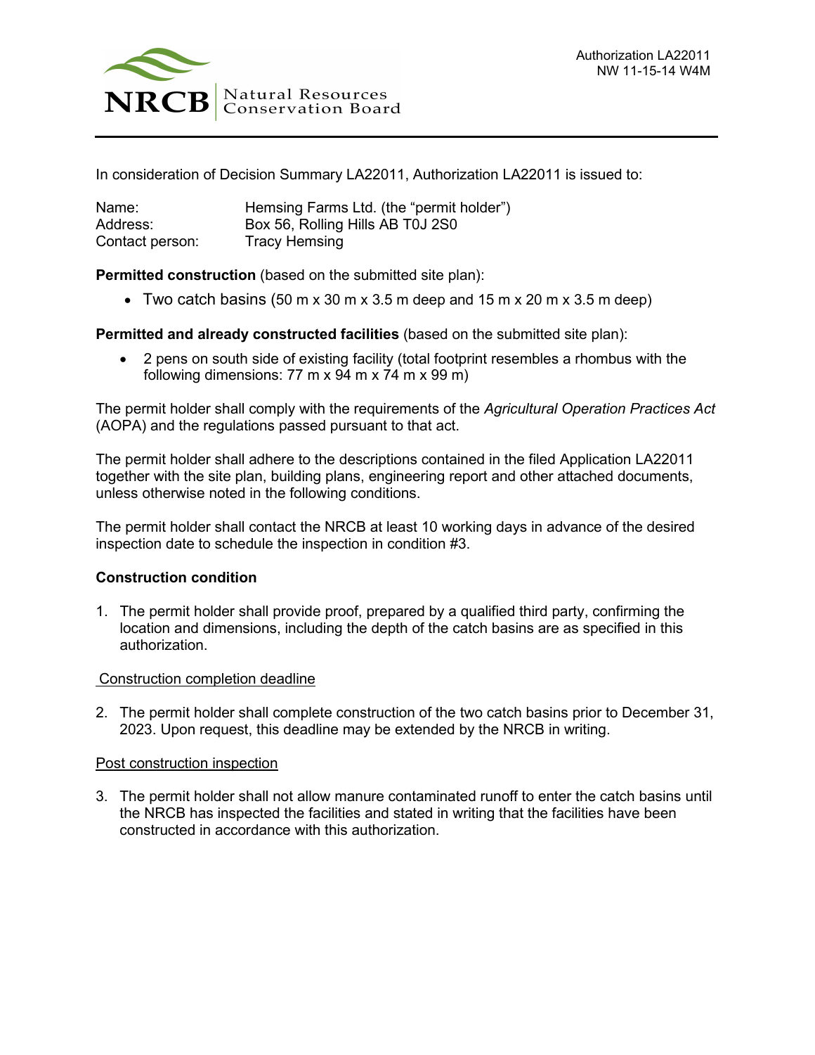Authorization LA22011
NW 11-15-14 W4M

In consideration of Decision Summary LA22011, Authorization LA22011 is issued to:

Name: Hemsing Farms Ltd. (the "permit holder")
Address: Box 56, Rolling Hills AB T0J 2S0
Contact person: Tracy Hemsing

**Permitted construction** (based on the submitted site plan):

- Two catch basins (50 m x 30 m x 3.5 m deep and 15 m x 20 m x 3.5 m deep)

**Permitted and already constructed facilities** (based on the submitted site plan):

- 2 pens on south side of existing facility (total footprint resembles a rhombus with the following dimensions: 77 m x 94 m x 74 m x 99 m)

The permit holder shall comply with the requirements of the *Agricultural Operation Practices Act* (AOPA) and the regulations passed pursuant to that act.

The permit holder shall adhere to the descriptions contained in the filed Application LA22011 together with the site plan, building plans, engineering report and other attached documents, unless otherwise noted in the following conditions.

The permit holder shall contact the NRCB at least 10 working days in advance of the desired inspection date to schedule the inspection in condition #3.

**Construction condition**

1. The permit holder shall provide proof, prepared by a qualified third party, confirming the location and dimensions, including the depth of the catch basins are as specified in this authorization.

Construction completion deadline

2. The permit holder shall complete construction of the two catch basins prior to December 31, 2023. Upon request, this deadline may be extended by the NRCB in writing.

Post construction inspection

3. The permit holder shall not allow manure contaminated runoff to enter the catch basins until the NRCB has inspected the facilities and stated in writing that the facilities have been constructed in accordance with this authorization.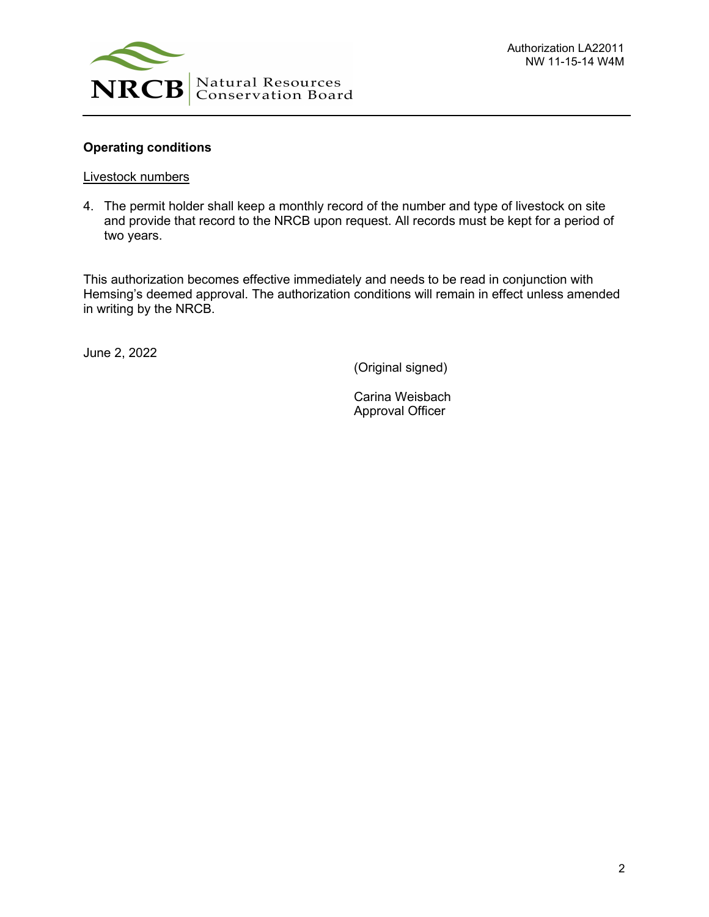**Operating conditions**

Livestock numbers

4. The permit holder shall keep a monthly record of the number and type of livestock on site and provide that record to the NRCB upon request. All records must be kept for a period of two years.

This authorization becomes effective immediately and needs to be read in conjunction with Hemsing's deemed approval. The authorization conditions will remain in effect unless amended in writing by the NRCB.

June 2, 2022

(Original signed)

Carina Weisbach
Approval Officer